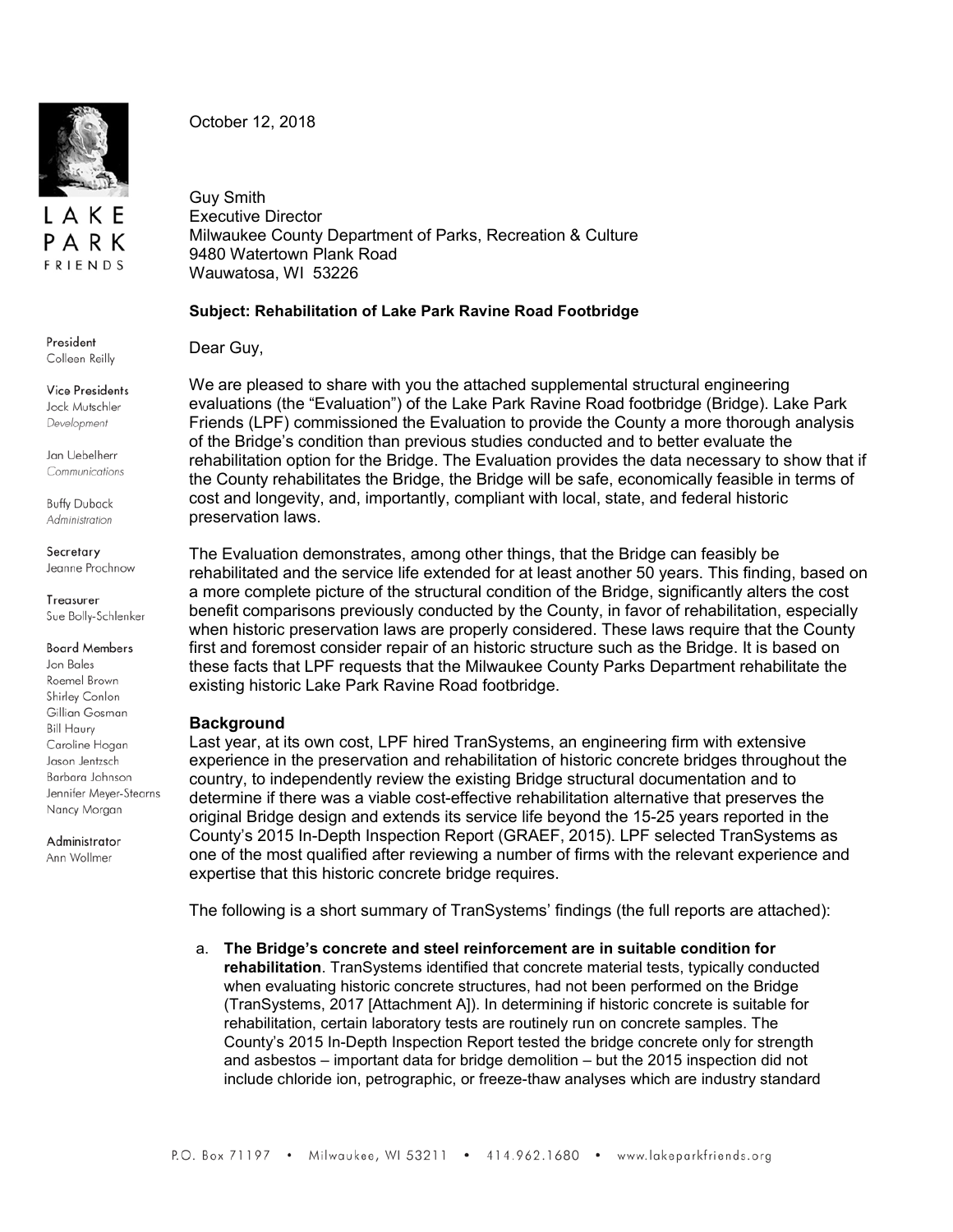LAKE PARK FRIENDS

President
Colleen Reilly

Vice Presidents
Jack Mutschler
*Development*

Jan Uebelherr
*Communications*

Buffy Duback
*Administration*

Secretary
Jeanne Prochnow

Treasurer
Sue Bolly-Schlenker

Board Members
Jon Bales
Roemel Brown
Shirley Conlon
Gillian Gosman
Bill Haury
Caroline Hogan
Jason Jentzsch
Barbara Johnson
Jennifer Meyer-Stearns
Nancy Morgan

Administrator
Ann Wollmer

October 12, 2018

Guy Smith
Executive Director
Milwaukee County Department of Parks, Recreation & Culture
9480 Watertown Plank Road
Wauwatosa, WI 53226

**Subject: Rehabilitation of Lake Park Ravine Road Footbridge**

Dear Guy,

We are pleased to share with you the attached supplemental structural engineering evaluations (the "Evaluation") of the Lake Park Ravine Road footbridge (Bridge). Lake Park Friends (LPF) commissioned the Evaluation to provide the County a more thorough analysis of the Bridge's condition than previous studies conducted and to better evaluate the rehabilitation option for the Bridge. The Evaluation provides the data necessary to show that if the County rehabilitates the Bridge, the Bridge will be safe, economically feasible in terms of cost and longevity, and, importantly, compliant with local, state, and federal historic preservation laws.

The Evaluation demonstrates, among other things, that the Bridge can feasibly be rehabilitated and the service life extended for at least another 50 years. This finding, based on a more complete picture of the structural condition of the Bridge, significantly alters the cost benefit comparisons previously conducted by the County, in favor of rehabilitation, especially when historic preservation laws are properly considered. These laws require that the County first and foremost consider repair of an historic structure such as the Bridge. It is based on these facts that LPF requests that the Milwaukee County Parks Department rehabilitate the existing historic Lake Park Ravine Road footbridge.

**Background**

Last year, at its own cost, LPF hired TranSystems, an engineering firm with extensive experience in the preservation and rehabilitation of historic concrete bridges throughout the country, to independently review the existing Bridge structural documentation and to determine if there was a viable cost-effective rehabilitation alternative that preserves the original Bridge design and extends its service life beyond the 15-25 years reported in the County's 2015 In-Depth Inspection Report (GRAEF, 2015). LPF selected TranSystems as one of the most qualified after reviewing a number of firms with the relevant experience and expertise that this historic concrete bridge requires.

The following is a short summary of TranSystems' findings (the full reports are attached):

a. **The Bridge's concrete and steel reinforcement are in suitable condition for rehabilitation**. TranSystems identified that concrete material tests, typically conducted when evaluating historic concrete structures, had not been performed on the Bridge (TranSystems, 2017 [Attachment A]). In determining if historic concrete is suitable for rehabilitation, certain laboratory tests are routinely run on concrete samples. The County's 2015 In-Depth Inspection Report tested the bridge concrete only for strength and asbestos – important data for bridge demolition – but the 2015 inspection did not include chloride ion, petrographic, or freeze-thaw analyses which are industry standard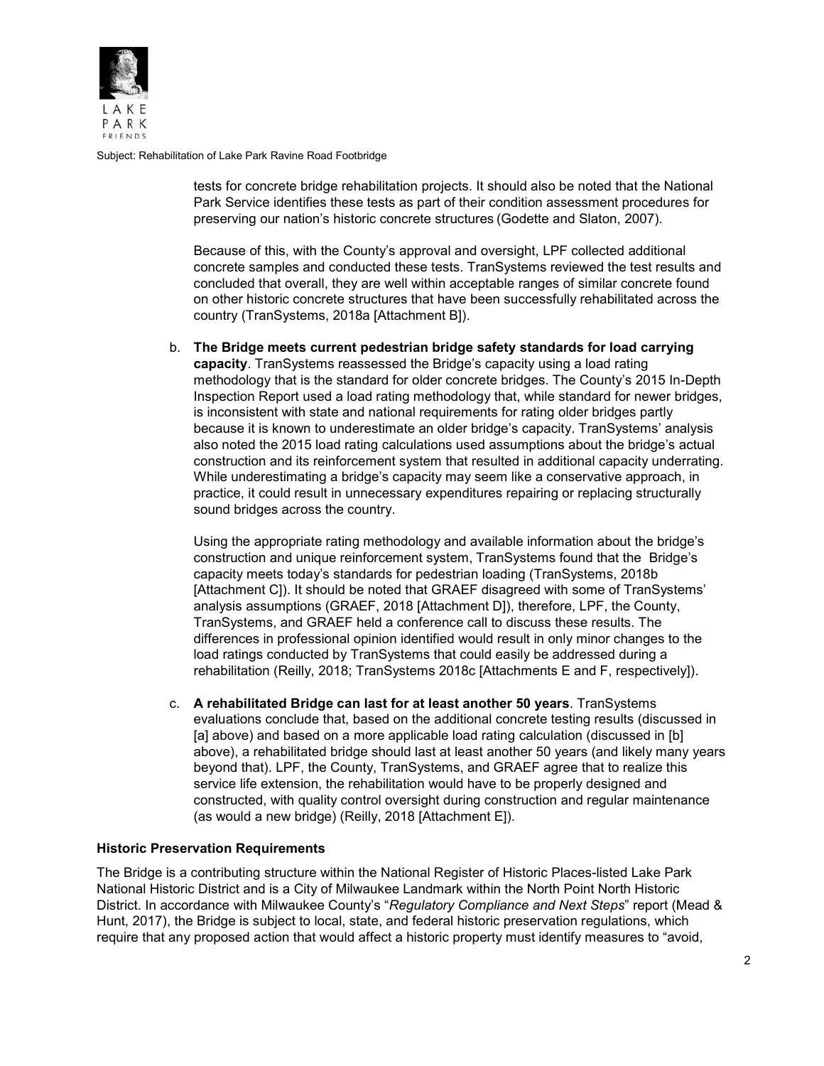tests for concrete bridge rehabilitation projects. It should also be noted that the National Park Service identifies these tests as part of their condition assessment procedures for preserving our nation's historic concrete structures (Godette and Slaton, 2007).

Because of this, with the County's approval and oversight, LPF collected additional concrete samples and conducted these tests. TranSystems reviewed the test results and concluded that overall, they are well within acceptable ranges of similar concrete found on other historic concrete structures that have been successfully rehabilitated across the country (TranSystems, 2018a [Attachment B]).

b. **The Bridge meets current pedestrian bridge safety standards for load carrying capacity**. TranSystems reassessed the Bridge's capacity using a load rating methodology that is the standard for older concrete bridges. The County's 2015 In-Depth Inspection Report used a load rating methodology that, while standard for newer bridges, is inconsistent with state and national requirements for rating older bridges partly because it is known to underestimate an older bridge's capacity. TranSystems' analysis also noted the 2015 load rating calculations used assumptions about the bridge's actual construction and its reinforcement system that resulted in additional capacity underrating. While underestimating a bridge's capacity may seem like a conservative approach, in practice, it could result in unnecessary expenditures repairing or replacing structurally sound bridges across the country.

   Using the appropriate rating methodology and available information about the bridge's construction and unique reinforcement system, TranSystems found that the Bridge's capacity meets today's standards for pedestrian loading (TranSystems, 2018b [Attachment C]). It should be noted that GRAEF disagreed with some of TranSystems' analysis assumptions (GRAEF, 2018 [Attachment D]), therefore, LPF, the County, TranSystems, and GRAEF held a conference call to discuss these results. The differences in professional opinion identified would result in only minor changes to the load ratings conducted by TranSystems that could easily be addressed during a rehabilitation (Reilly, 2018; TranSystems 2018c [Attachments E and F, respectively]).

c. **A rehabilitated Bridge can last for at least another 50 years**. TranSystems evaluations conclude that, based on the additional concrete testing results (discussed in [a] above) and based on a more applicable load rating calculation (discussed in [b] above), a rehabilitated bridge should last at least another 50 years (and likely many years beyond that). LPF, the County, TranSystems, and GRAEF agree that to realize this service life extension, the rehabilitation would have to be properly designed and constructed, with quality control oversight during construction and regular maintenance (as would a new bridge) (Reilly, 2018 [Attachment E]).

**Historic Preservation Requirements**

The Bridge is a contributing structure within the National Register of Historic Places-listed Lake Park National Historic District and is a City of Milwaukee Landmark within the North Point North Historic District. In accordance with Milwaukee County's "*Regulatory Compliance and Next Steps*" report (Mead & Hunt, 2017), the Bridge is subject to local, state, and federal historic preservation regulations, which require that any proposed action that would affect a historic property must identify measures to "avoid,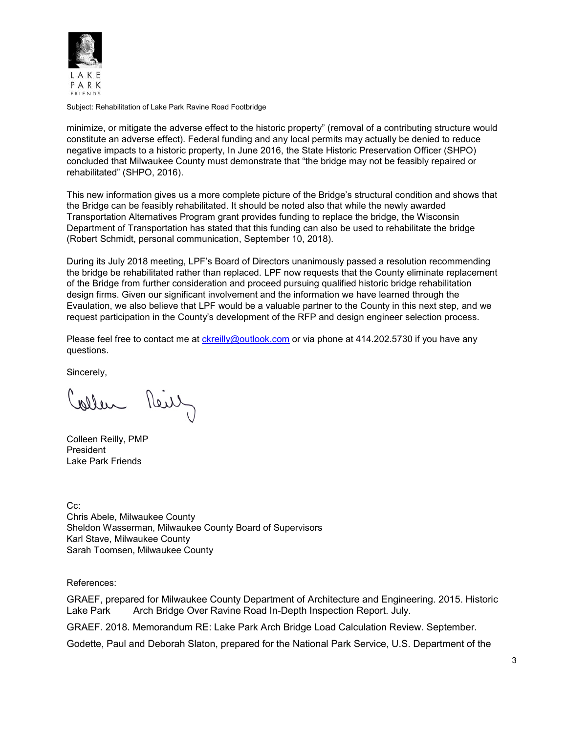minimize, or mitigate the adverse effect to the historic property" (removal of a contributing structure would constitute an adverse effect). Federal funding and any local permits may actually be denied to reduce negative impacts to a historic property, In June 2016, the State Historic Preservation Officer (SHPO) concluded that Milwaukee County must demonstrate that "the bridge may not be feasibly repaired or rehabilitated" (SHPO, 2016).

This new information gives us a more complete picture of the Bridge's structural condition and shows that the Bridge can be feasibly rehabilitated. It should be noted also that while the newly awarded Transportation Alternatives Program grant provides funding to replace the bridge, the Wisconsin Department of Transportation has stated that this funding can also be used to rehabilitate the bridge (Robert Schmidt, personal communication, September 10, 2018).

During its July 2018 meeting, LPF's Board of Directors unanimously passed a resolution recommending the bridge be rehabilitated rather than replaced. LPF now requests that the County eliminate replacement of the Bridge from further consideration and proceed pursuing qualified historic bridge rehabilitation design firms. Given our significant involvement and the information we have learned through the Evaulation, we also believe that LPF would be a valuable partner to the County in this next step, and we request participation in the County's development of the RFP and design engineer selection process.

Please feel free to contact me at ckreilly@outlook.com or via phone at 414.202.5730 if you have any questions.

Sincerely,

Colleen Reilly, PMP
President
Lake Park Friends

Cc:
Chris Abele, Milwaukee County
Sheldon Wasserman, Milwaukee County Board of Supervisors
Karl Stave, Milwaukee County
Sarah Toomsen, Milwaukee County

References:

GRAEF, prepared for Milwaukee County Department of Architecture and Engineering. 2015. Historic Lake Park Arch Bridge Over Ravine Road In-Depth Inspection Report. July.

GRAEF. 2018. Memorandum RE: Lake Park Arch Bridge Load Calculation Review. September.

Godette, Paul and Deborah Slaton, prepared for the National Park Service, U.S. Department of the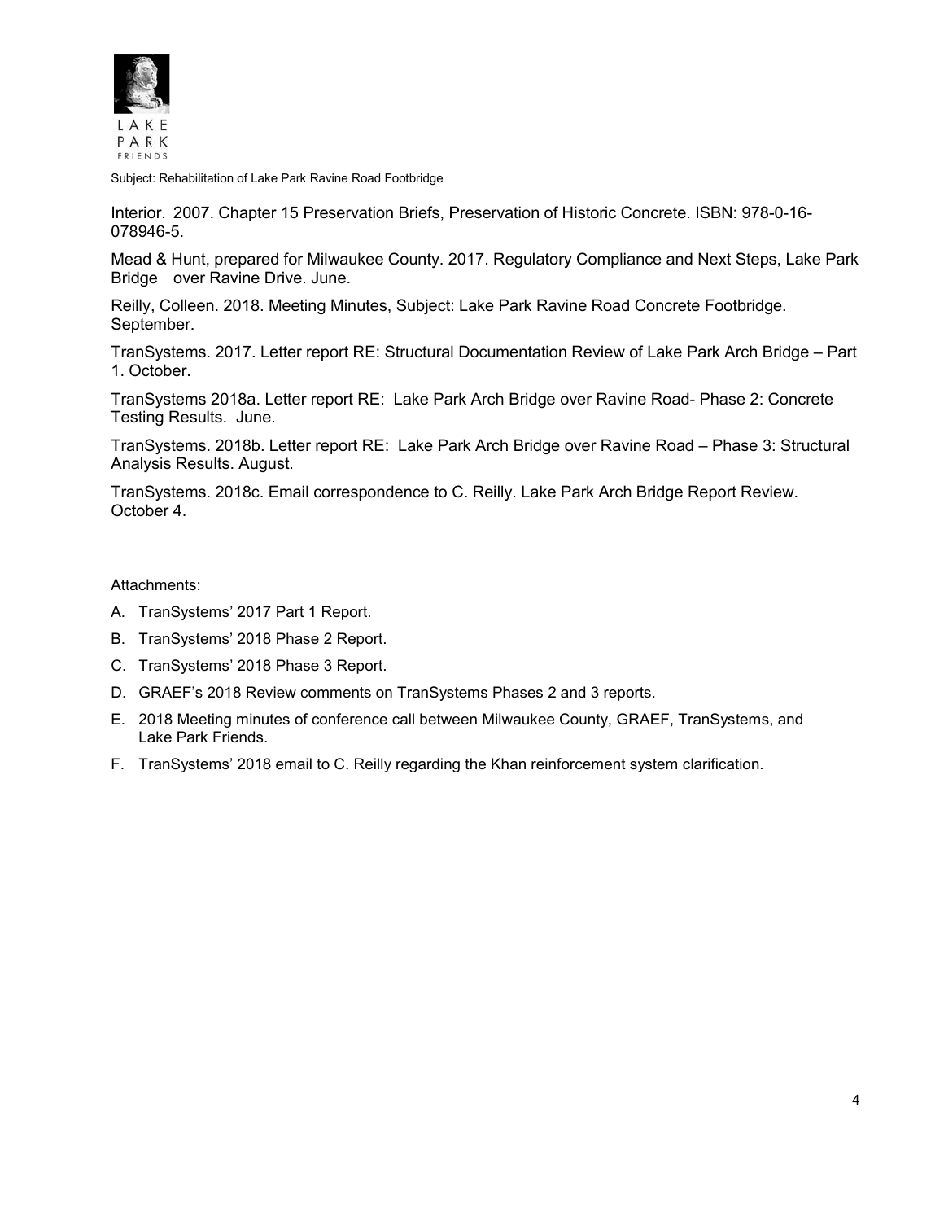Interior. 2007. Chapter 15 Preservation Briefs, Preservation of Historic Concrete. ISBN: 978-0-16-078946-5.

Mead & Hunt, prepared for Milwaukee County. 2017. Regulatory Compliance and Next Steps, Lake Park Bridge over Ravine Drive. June.

Reilly, Colleen. 2018. Meeting Minutes, Subject: Lake Park Ravine Road Concrete Footbridge. September.

TranSystems. 2017. Letter report RE: Structural Documentation Review of Lake Park Arch Bridge – Part 1. October.

TranSystems 2018a. Letter report RE: Lake Park Arch Bridge over Ravine Road- Phase 2: Concrete Testing Results. June.

TranSystems. 2018b. Letter report RE: Lake Park Arch Bridge over Ravine Road – Phase 3: Structural Analysis Results. August.

TranSystems. 2018c. Email correspondence to C. Reilly. Lake Park Arch Bridge Report Review. October 4.

Attachments:

A. TranSystems' 2017 Part 1 Report.
B. TranSystems' 2018 Phase 2 Report.
C. TranSystems' 2018 Phase 3 Report.
D. GRAEF's 2018 Review comments on TranSystems Phases 2 and 3 reports.
E. 2018 Meeting minutes of conference call between Milwaukee County, GRAEF, TranSystems, and Lake Park Friends.
F. TranSystems' 2018 email to C. Reilly regarding the Khan reinforcement system clarification.